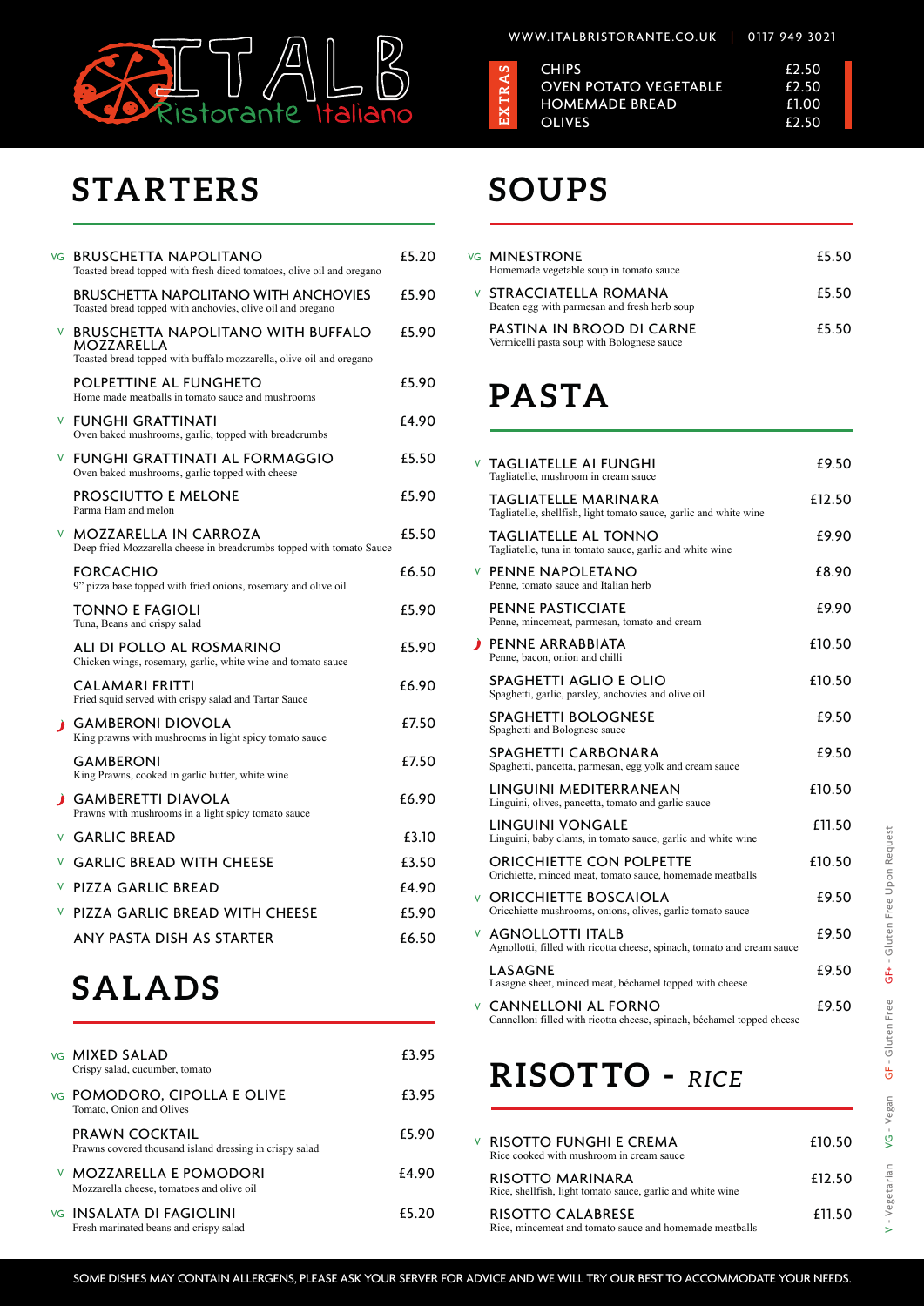# ITALB Ristorante Italiano

WWW.ITALBRISTORANTE.CO.UK | 0117 949 3021

## EXTRAS

| Item | Price |
|---|---|
| CHIPS | £2.50 |
| OVEN POTATO VEGETABLE | £2.50 |
| HOMEMADE BREAD | £1.00 |
| OLIVES | £2.50 |

## STARTERS

| | Dish | Price |
|---|---|---|
| VG | **BRUSCHETTA NAPOLITANO** Toasted bread topped with fresh diced tomatoes, olive oil and oregano | £5.20 |
| | **BRUSCHETTA NAPOLITANO WITH ANCHOVIES** Toasted bread topped with anchovies, olive oil and oregano | £5.90 |
| V | **BRUSCHETTA NAPOLITANO WITH BUFFALO MOZZARELLA** Toasted bread topped with buffalo mozzarella, olive oil and oregano | £5.90 |
| | **POLPETTINE AL FUNGHETO** Home made meatballs in tomato sauce and mushrooms | £5.90 |
| V | **FUNGHI GRATTINATI** Oven baked mushrooms, garlic, topped with breadcrumbs | £4.90 |
| V | **FUNGHI GRATTINATI AL FORMAGGIO** Oven baked mushrooms, garlic topped with cheese | £5.50 |
| | **PROSCIUTTO E MELONE** Parma Ham and melon | £5.90 |
| V | **MOZZARELLA IN CARROZA** Deep fried Mozzarella cheese in breadcrumbs topped with tomato Sauce | £5.50 |
| | **FORCACHIO** 9" pizza base topped with fried onions, rosemary and olive oil | £6.50 |
| | **TONNO E FAGIOLI** Tuna, Beans and crispy salad | £5.90 |
| | **ALI DI POLLO AL ROSMARINO** Chicken wings, rosemary, garlic, white wine and tomato sauce | £5.90 |
| | **CALAMARI FRITTI** Fried squid served with crispy salad and Tartar Sauce | £6.90 |
| 🌶 | **GAMBERONI DIOVOLA** King prawns with mushrooms in light spicy tomato sauce | £7.50 |
| | **GAMBERONI** King Prawns, cooked in garlic butter, white wine | £7.50 |
| 🌶 | **GAMBERETTI DIAVOLA** Prawns with mushrooms in a light spicy tomato sauce | £6.90 |
| V | **GARLIC BREAD** | £3.10 |
| V | **GARLIC BREAD WITH CHEESE** | £3.50 |
| V | **PIZZA GARLIC BREAD** | £4.90 |
| V | **PIZZA GARLIC BREAD WITH CHEESE** | £5.90 |
| | **ANY PASTA DISH AS STARTER** | £6.50 |

## SALADS

| | Dish | Price |
|---|---|---|
| VG | **MIXED SALAD** Crispy salad, cucumber, tomato | £3.95 |
| VG | **POMODORO, CIPOLLA E OLIVE** Tomato, Onion and Olives | £3.95 |
| | **PRAWN COCKTAIL** Prawns covered thousand island dressing in crispy salad | £5.90 |
| V | **MOZZARELLA E POMODORI** Mozzarella cheese, tomatoes and olive oil | £4.90 |
| VG | **INSALATA DI FAGIOLINI** Fresh marinated beans and crispy salad | £5.20 |

## SOUPS

| | Dish | Price |
|---|---|---|
| VG | **MINESTRONE** Homemade vegetable soup in tomato sauce | £5.50 |
| V | **STRACCIATELLA ROMANA** Beaten egg with parmesan and fresh herb soup | £5.50 |
| | **PASTINA IN BROOD DI CARNE** Vermicelli pasta soup with Bolognese sauce | £5.50 |

## PASTA

| | Dish | Price |
|---|---|---|
| V | **TAGLIATELLE AI FUNGHI** Tagliatelle, mushroom in cream sauce | £9.50 |
| | **TAGLIATELLE MARINARA** Tagliatelle, shellfish, light tomato sauce, garlic and white wine | £12.50 |
| | **TAGLIATELLE AL TONNO** Tagliatelle, tuna in tomato sauce, garlic and white wine | £9.90 |
| V | **PENNE NAPOLETANO** Penne, tomato sauce and Italian herb | £8.90 |
| | **PENNE PASTICCIATE** Penne, mincemeat, parmesan, tomato and cream | £9.90 |
| 🌶 | **PENNE ARRABBIATA** Penne, bacon, onion and chilli | £10.50 |
| | **SPAGHETTI AGLIO E OLIO** Spaghetti, garlic, parsley, anchovies and olive oil | £10.50 |
| | **SPAGHETTI BOLOGNESE** Spaghetti and Bolognese sauce | £9.50 |
| | **SPAGHETTI CARBONARA** Spaghetti, pancetta, parmesan, egg yolk and cream sauce | £9.50 |
| | **LINGUINI MEDITERRANEAN** Linguini, olives, pancetta, tomato and garlic sauce | £10.50 |
| | **LINGUINI VONGALE** Linguini, baby clams, in tomato sauce, garlic and white wine | £11.50 |
| | **ORICCHIETTE CON POLPETTE** Orichiette, minced meat, tomato sauce, homemade meatballs | £10.50 |
| V | **ORICCHIETTE BOSCAIOLA** Oricchiette mushrooms, onions, olives, garlic tomato sauce | £9.50 |
| V | **AGNOLLOTTI ITALB** Agnollotti, filled with ricotta cheese, spinach, tomato and cream sauce | £9.50 |
| | **LASAGNE** Lasagne sheet, minced meat, béchamel topped with cheese | £9.50 |
| V | **CANNELLONI AL FORNO** Cannelloni filled with ricotta cheese, spinach, béchamel topped cheese | £9.50 |

## RISOTTO - *RICE*

| | Dish | Price |
|---|---|---|
| V | **RISOTTO FUNGHI E CREMA** Rice cooked with mushroom in cream sauce | £10.50 |
| | **RISOTTO MARINARA** Rice, shellfish, light tomato sauce, garlic and white wine | £12.50 |
| | **RISOTTO CALABRESE** Rice, mincemeat and tomato sauce and homemade meatballs | £11.50 |

V - Vegetarian VG - Vegan GF - Gluten Free GF+ - Gluten Free Upon Request

SOME DISHES MAY CONTAIN ALLERGENS, PLEASE ASK YOUR SERVER FOR ADVICE AND WE WILL TRY OUR BEST TO ACCOMMODATE YOUR NEEDS.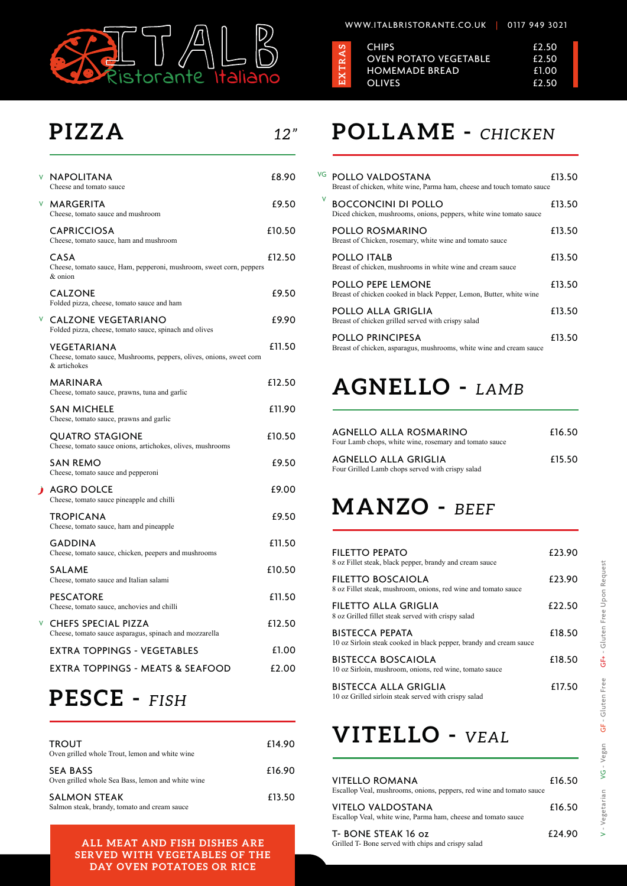# ITALB Ristorante Italiano

WWW.ITALBRISTORANTE.CO.UK | 0117 949 3021

## EXTRAS

| | |
|---|---|
| CHIPS | £2.50 |
| OVEN POTATO VEGETABLE | £2.50 |
| HOMEMADE BREAD | £1.00 |
| OLIVES | £2.50 |

## PIZZA *12"*

- V **NAPOLITANA** — £8.90
  Cheese and tomato sauce
- V **MARGERITA** — £9.50
  Cheese, tomato sauce and mushroom
- **CAPRICCIOSA** — £10.50
  Cheese, tomato sauce, ham and mushroom
- **CASA** — £12.50
  Cheese, tomato sauce, Ham, pepperoni, mushroom, sweet corn, peppers & onion
- **CALZONE** — £9.50
  Folded pizza, cheese, tomato sauce and ham
- V **CALZONE VEGETARIANO** — £9.90
  Folded pizza, cheese, tomato sauce, spinach and olives
- **VEGETARIANA** — £11.50
  Cheese, tomato sauce, Mushrooms, peppers, olives, onions, sweet corn & artichokes
- **MARINARA** — £12.50
  Cheese, tomato sauce, prawns, tuna and garlic
- **SAN MICHELE** — £11.90
  Cheese, tomato sauce, prawns and garlic
- **QUATRO STAGIONE** — £10.50
  Cheese, tomato sauce onions, artichokes, olives, mushrooms
- **SAN REMO** — £9.50
  Cheese, tomato sauce and pepperoni
- **AGRO DOLCE** — £9.00
  Cheese, tomato sauce pineapple and chilli
- **TROPICANA** — £9.50
  Cheese, tomato sauce, ham and pineapple
- **GADDINA** — £11.50
  Cheese, tomato sauce, chicken, peepers and mushrooms
- **SALAME** — £10.50
  Cheese, tomato sauce and Italian salami
- **PESCATORE** — £11.50
  Cheese, tomato sauce, anchovies and chilli
- V **CHEFS SPECIAL PIZZA** — £12.50
  Cheese, tomato sauce asparagus, spinach and mozzarella
- **EXTRA TOPPINGS - VEGETABLES** — £1.00
- **EXTRA TOPPINGS - MEATS & SEAFOOD** — £2.00

## PESCE - *FISH*

- **TROUT** — £14.90
  Oven grilled whole Trout, lemon and white wine
- **SEA BASS** — £16.90
  Oven grilled whole Sea Bass, lemon and white wine
- **SALMON STEAK** — £13.50
  Salmon steak, brandy, tomato and cream sauce

**ALL MEAT AND FISH DISHES ARE SERVED WITH VEGETABLES OF THE DAY OVEN POTATOES OR RICE**

## POLLAME - *CHICKEN*

- VG **POLLO VALDOSTANA** — £13.50
  Breast of chicken, white wine, Parma ham, cheese and touch tomato sauce
- V **BOCCONCINI DI POLLO** — £13.50
  Diced chicken, mushrooms, onions, peppers, white wine tomato sauce
- **POLLO ROSMARINO** — £13.50
  Breast of Chicken, rosemary, white wine and tomato sauce
- **POLLO ITALB** — £13.50
  Breast of chicken, mushrooms in white wine and cream sauce
- **POLLO PEPE LEMONE** — £13.50
  Breast of chicken cooked in black Pepper, Lemon, Butter, white wine
- **POLLO ALLA GRIGLIA** — £13.50
  Breast of chicken grilled served with crispy salad
- **POLLO PRINCIPESA** — £13.50
  Breast of chicken, asparagus, mushrooms, white wine and cream sauce

## AGNELLO - *LAMB*

- **AGNELLO ALLA ROSMARINO** — £16.50
  Four Lamb chops, white wine, rosemary and tomato sauce
- **AGNELLO ALLA GRIGLIA** — £15.50
  Four Grilled Lamb chops served with crispy salad

## MANZO - *BEEF*

- **FILETTO PEPATO** — £23.90
  8 oz Fillet steak, black pepper, brandy and cream sauce
- **FILETTO BOSCAIOLA** — £23.90
  8 oz Fillet steak, mushroom, onions, red wine and tomato sauce
- **FILETTO ALLA GRIGLIA** — £22.50
  8 oz Grilled fillet steak served with crispy salad
- **BISTECCA PEPATA** — £18.50
  10 oz Sirloin steak cooked in black pepper, brandy and cream sauce
- **BISTECCA BOSCAIOLA** — £18.50
  10 oz Sirloin, mushroom, onions, red wine, tomato sauce
- **BISTECCA ALLA GRIGLIA** — £17.50
  10 oz Grilled sirloin steak served with crispy salad

## VITELLO - *VEAL*

- **VITELLO ROMANA** — £16.50
  Escallop Veal, mushrooms, onions, peppers, red wine and tomato sauce
- **VITELO VALDOSTANA** — £16.50
  Escallop Veal, white wine, Parma ham, cheese and tomato sauce
- **T- BONE STEAK 16 oz** — £24.90
  Grilled T- Bone served with chips and crispy salad

V - Vegetarian VG - Vegan GF - Gluten Free GF+ - Gluten Free Upon Request